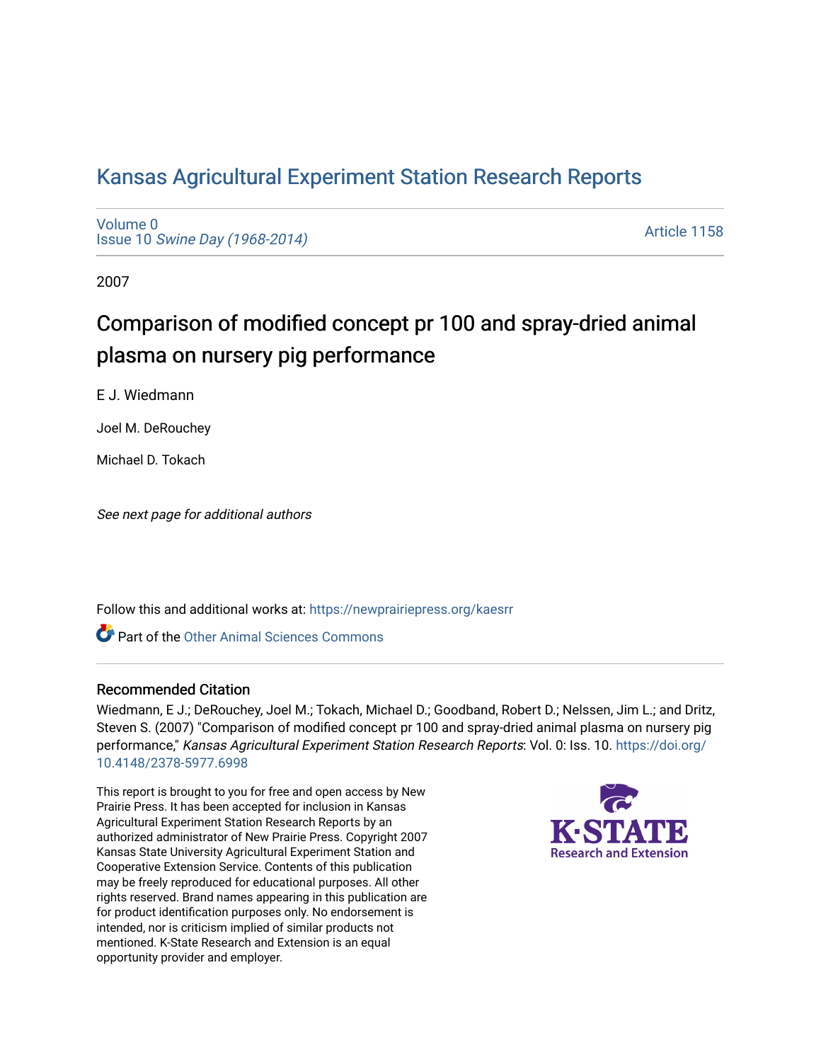# Kansas Agricultural Experiment Station Research Reports

Volume 0
Issue 10 *Swine Day (1968-2014)*

Article 1158

2007

## Comparison of modified concept pr 100 and spray-dried animal plasma on nursery pig performance

E J. Wiedmann

Joel M. DeRouchey

Michael D. Tokach

*See next page for additional authors*

Follow this and additional works at: https://newprairiepress.org/kaesrr

Part of the Other Animal Sciences Commons

### Recommended Citation

Wiedmann, E J.; DeRouchey, Joel M.; Tokach, Michael D.; Goodband, Robert D.; Nelssen, Jim L.; and Dritz, Steven S. (2007) "Comparison of modified concept pr 100 and spray-dried animal plasma on nursery pig performance," *Kansas Agricultural Experiment Station Research Reports*: Vol. 0: Iss. 10. https://doi.org/10.4148/2378-5977.6998

This report is brought to you for free and open access by New Prairie Press. It has been accepted for inclusion in Kansas Agricultural Experiment Station Research Reports by an authorized administrator of New Prairie Press. Copyright 2007 Kansas State University Agricultural Experiment Station and Cooperative Extension Service. Contents of this publication may be freely reproduced for educational purposes. All other rights reserved. Brand names appearing in this publication are for product identification purposes only. No endorsement is intended, nor is criticism implied of similar products not mentioned. K-State Research and Extension is an equal opportunity provider and employer.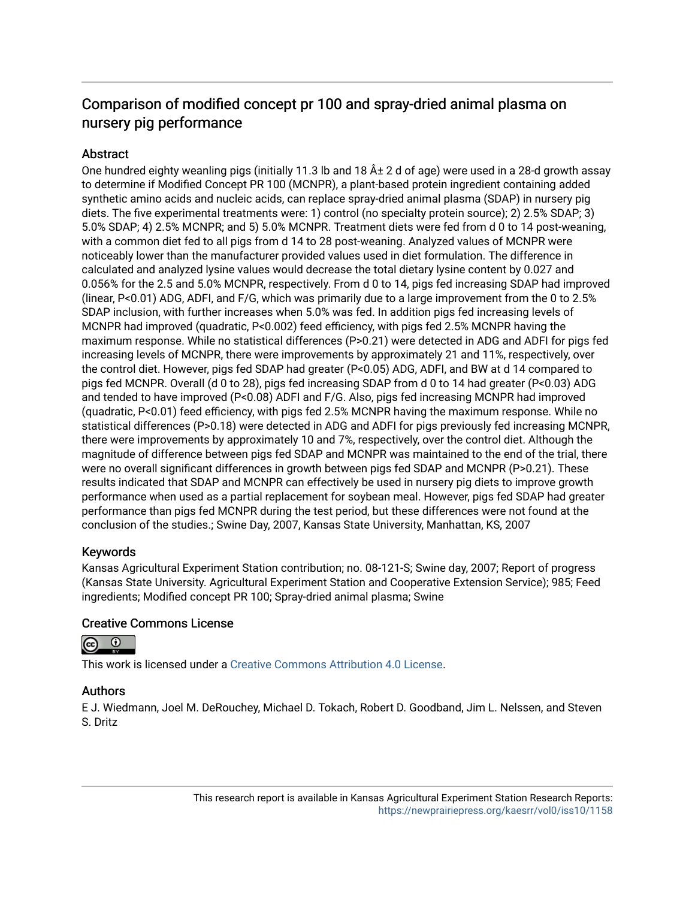# Comparison of modified concept pr 100 and spray-dried animal plasma on nursery pig performance

## Abstract

One hundred eighty weanling pigs (initially 11.3 lb and 18 Â± 2 d of age) were used in a 28-d growth assay to determine if Modified Concept PR 100 (MCNPR), a plant-based protein ingredient containing added synthetic amino acids and nucleic acids, can replace spray-dried animal plasma (SDAP) in nursery pig diets. The five experimental treatments were: 1) control (no specialty protein source); 2) 2.5% SDAP; 3) 5.0% SDAP; 4) 2.5% MCNPR; and 5) 5.0% MCNPR. Treatment diets were fed from d 0 to 14 post-weaning, with a common diet fed to all pigs from d 14 to 28 post-weaning. Analyzed values of MCNPR were noticeably lower than the manufacturer provided values used in diet formulation. The difference in calculated and analyzed lysine values would decrease the total dietary lysine content by 0.027 and 0.056% for the 2.5 and 5.0% MCNPR, respectively. From d 0 to 14, pigs fed increasing SDAP had improved (linear, $P<0.01$) ADG, ADFI, and F/G, which was primarily due to a large improvement from the 0 to 2.5% SDAP inclusion, with further increases when 5.0% was fed. In addition pigs fed increasing levels of MCNPR had improved (quadratic, $P<0.002$) feed efficiency, with pigs fed 2.5% MCNPR having the maximum response. While no statistical differences ($P>0.21$) were detected in ADG and ADFI for pigs fed increasing levels of MCNPR, there were improvements by approximately 21 and 11%, respectively, over the control diet. However, pigs fed SDAP had greater ($P<0.05$) ADG, ADFI, and BW at d 14 compared to pigs fed MCNPR. Overall (d 0 to 28), pigs fed increasing SDAP from d 0 to 14 had greater ($P<0.03$) ADG and tended to have improved ($P<0.08$) ADFI and F/G. Also, pigs fed increasing MCNPR had improved (quadratic, $P<0.01$) feed efficiency, with pigs fed 2.5% MCNPR having the maximum response. While no statistical differences ($P>0.18$) were detected in ADG and ADFI for pigs previously fed increasing MCNPR, there were improvements by approximately 10 and 7%, respectively, over the control diet. Although the magnitude of difference between pigs fed SDAP and MCNPR was maintained to the end of the trial, there were no overall significant differences in growth between pigs fed SDAP and MCNPR ($P>0.21$). These results indicated that SDAP and MCNPR can effectively be used in nursery pig diets to improve growth performance when used as a partial replacement for soybean meal. However, pigs fed SDAP had greater performance than pigs fed MCNPR during the test period, but these differences were not found at the conclusion of the studies.; Swine Day, 2007, Kansas State University, Manhattan, KS, 2007

## Keywords

Kansas Agricultural Experiment Station contribution; no. 08-121-S; Swine day, 2007; Report of progress (Kansas State University. Agricultural Experiment Station and Cooperative Extension Service); 985; Feed ingredients; Modified concept PR 100; Spray-dried animal plasma; Swine

## Creative Commons License

This work is licensed under a Creative Commons Attribution 4.0 License.

## Authors

E J. Wiedmann, Joel M. DeRouchey, Michael D. Tokach, Robert D. Goodband, Jim L. Nelssen, and Steven S. Dritz

This research report is available in Kansas Agricultural Experiment Station Research Reports: https://newprairiepress.org/kaesrr/vol0/iss10/1158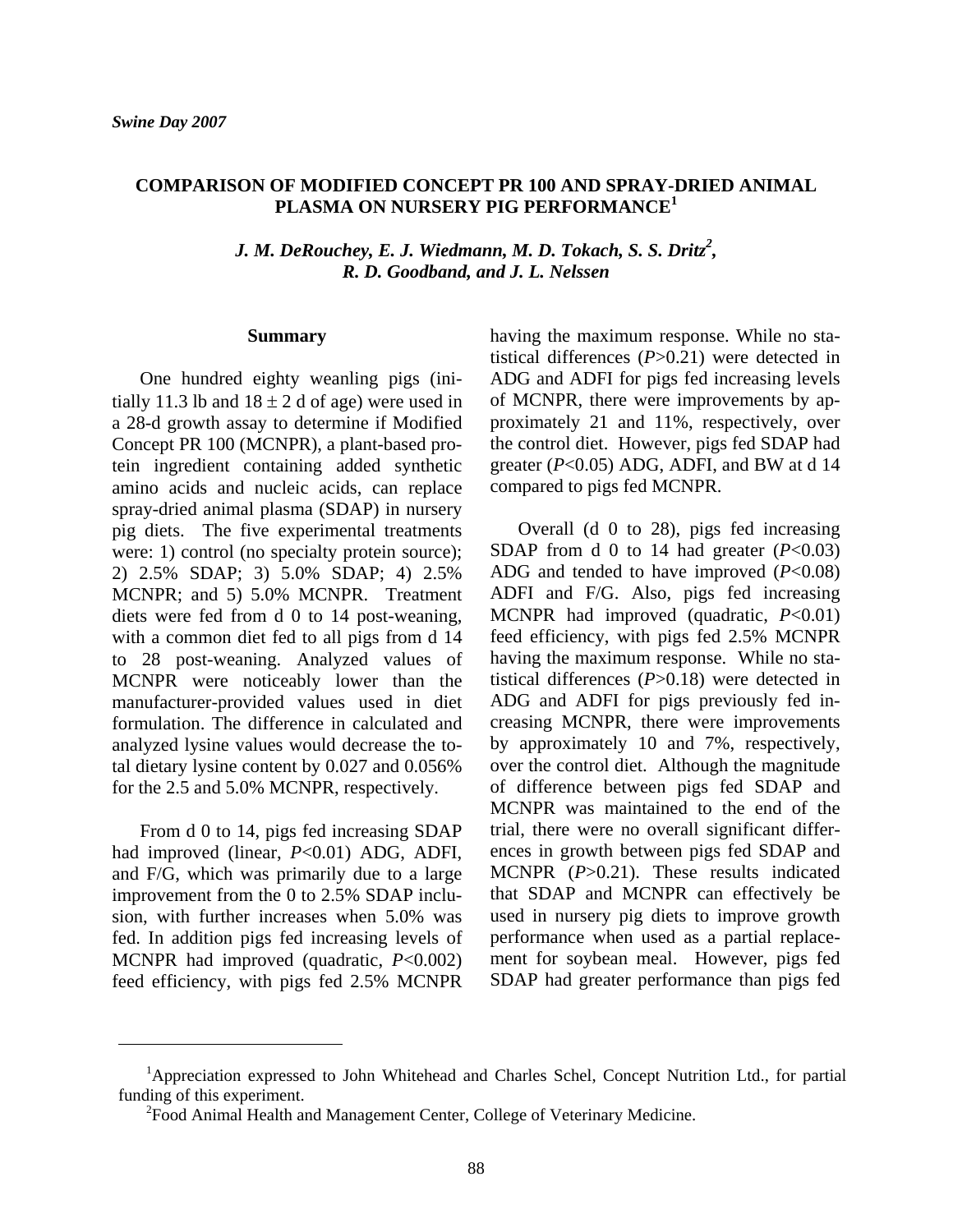# COMPARISON OF MODIFIED CONCEPT PR 100 AND SPRAY-DRIED ANIMAL PLASMA ON NURSERY PIG PERFORMANCE[1]

*J. M. DeRouchey, E. J. Wiedmann, M. D. Tokach, S. S. Dritz[2], R. D. Goodband, and J. L. Nelssen*

## Summary

One hundred eighty weanling pigs (initially 11.3 lb and $18 \pm 2$ d of age) were used in a 28-d growth assay to determine if Modified Concept PR 100 (MCNPR), a plant-based protein ingredient containing added synthetic amino acids and nucleic acids, can replace spray-dried animal plasma (SDAP) in nursery pig diets. The five experimental treatments were: 1) control (no specialty protein source); 2) 2.5% SDAP; 3) 5.0% SDAP; 4) 2.5% MCNPR; and 5) 5.0% MCNPR. Treatment diets were fed from d 0 to 14 post-weaning, with a common diet fed to all pigs from d 14 to 28 post-weaning. Analyzed values of MCNPR were noticeably lower than the manufacturer-provided values used in diet formulation. The difference in calculated and analyzed lysine values would decrease the total dietary lysine content by 0.027 and 0.056% for the 2.5 and 5.0% MCNPR, respectively.

From d 0 to 14, pigs fed increasing SDAP had improved (linear, $P<0.01$) ADG, ADFI, and F/G, which was primarily due to a large improvement from the 0 to 2.5% SDAP inclusion, with further increases when 5.0% was fed. In addition pigs fed increasing levels of MCNPR had improved (quadratic, $P<0.002$) feed efficiency, with pigs fed 2.5% MCNPR having the maximum response. While no statistical differences ($P>0.21$) were detected in ADG and ADFI for pigs fed increasing levels of MCNPR, there were improvements by approximately 21 and 11%, respectively, over the control diet. However, pigs fed SDAP had greater ($P<0.05$) ADG, ADFI, and BW at d 14 compared to pigs fed MCNPR.

Overall (d 0 to 28), pigs fed increasing SDAP from d 0 to 14 had greater ($P<0.03$) ADG and tended to have improved ($P<0.08$) ADFI and F/G. Also, pigs fed increasing MCNPR had improved (quadratic, $P<0.01$) feed efficiency, with pigs fed 2.5% MCNPR having the maximum response. While no statistical differences ($P>0.18$) were detected in ADG and ADFI for pigs previously fed increasing MCNPR, there were improvements by approximately 10 and 7%, respectively, over the control diet. Although the magnitude of difference between pigs fed SDAP and MCNPR was maintained to the end of the trial, there were no overall significant differences in growth between pigs fed SDAP and MCNPR ($P>0.21$). These results indicated that SDAP and MCNPR can effectively be used in nursery pig diets to improve growth performance when used as a partial replacement for soybean meal. However, pigs fed SDAP had greater performance than pigs fed

---

[1]Appreciation expressed to John Whitehead and Charles Schel, Concept Nutrition Ltd., for partial funding of this experiment.

[2]Food Animal Health and Management Center, College of Veterinary Medicine.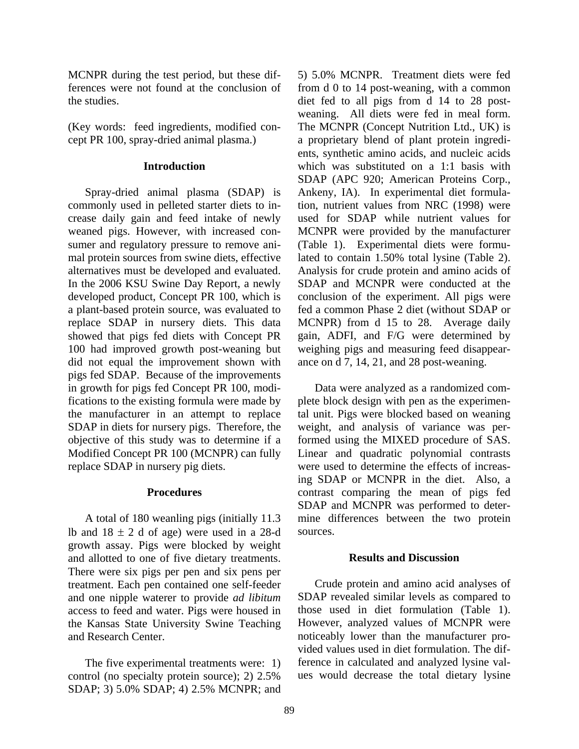MCNPR during the test period, but these differences were not found at the conclusion of the studies.

(Key words: feed ingredients, modified concept PR 100, spray-dried animal plasma.)

## Introduction

Spray-dried animal plasma (SDAP) is commonly used in pelleted starter diets to increase daily gain and feed intake of newly weaned pigs. However, with increased consumer and regulatory pressure to remove animal protein sources from swine diets, effective alternatives must be developed and evaluated. In the 2006 KSU Swine Day Report, a newly developed product, Concept PR 100, which is a plant-based protein source, was evaluated to replace SDAP in nursery diets. This data showed that pigs fed diets with Concept PR 100 had improved growth post-weaning but did not equal the improvement shown with pigs fed SDAP. Because of the improvements in growth for pigs fed Concept PR 100, modifications to the existing formula were made by the manufacturer in an attempt to replace SDAP in diets for nursery pigs. Therefore, the objective of this study was to determine if a Modified Concept PR 100 (MCNPR) can fully replace SDAP in nursery pig diets.

## Procedures

A total of 180 weanling pigs (initially 11.3 lb and $18 \pm 2$ d of age) were used in a 28-d growth assay. Pigs were blocked by weight and allotted to one of five dietary treatments. There were six pigs per pen and six pens per treatment. Each pen contained one self-feeder and one nipple waterer to provide *ad libitum* access to feed and water. Pigs were housed in the Kansas State University Swine Teaching and Research Center.

The five experimental treatments were: 1) control (no specialty protein source); 2) 2.5% SDAP; 3) 5.0% SDAP; 4) 2.5% MCNPR; and 5) 5.0% MCNPR. Treatment diets were fed from d 0 to 14 post-weaning, with a common diet fed to all pigs from d 14 to 28 post-weaning. All diets were fed in meal form. The MCNPR (Concept Nutrition Ltd., UK) is a proprietary blend of plant protein ingredients, synthetic amino acids, and nucleic acids which was substituted on a 1:1 basis with SDAP (APC 920; American Proteins Corp., Ankeny, IA). In experimental diet formulation, nutrient values from NRC (1998) were used for SDAP while nutrient values for MCNPR were provided by the manufacturer (Table 1). Experimental diets were formulated to contain 1.50% total lysine (Table 2). Analysis for crude protein and amino acids of SDAP and MCNPR were conducted at the conclusion of the experiment. All pigs were fed a common Phase 2 diet (without SDAP or MCNPR) from d 15 to 28. Average daily gain, ADFI, and F/G were determined by weighing pigs and measuring feed disappearance on d 7, 14, 21, and 28 post-weaning.

Data were analyzed as a randomized complete block design with pen as the experimental unit. Pigs were blocked based on weaning weight, and analysis of variance was performed using the MIXED procedure of SAS. Linear and quadratic polynomial contrasts were used to determine the effects of increasing SDAP or MCNPR in the diet. Also, a contrast comparing the mean of pigs fed SDAP and MCNPR was performed to determine differences between the two protein sources.

## Results and Discussion

Crude protein and amino acid analyses of SDAP revealed similar levels as compared to those used in diet formulation (Table 1). However, analyzed values of MCNPR were noticeably lower than the manufacturer provided values used in diet formulation. The difference in calculated and analyzed lysine values would decrease the total dietary lysine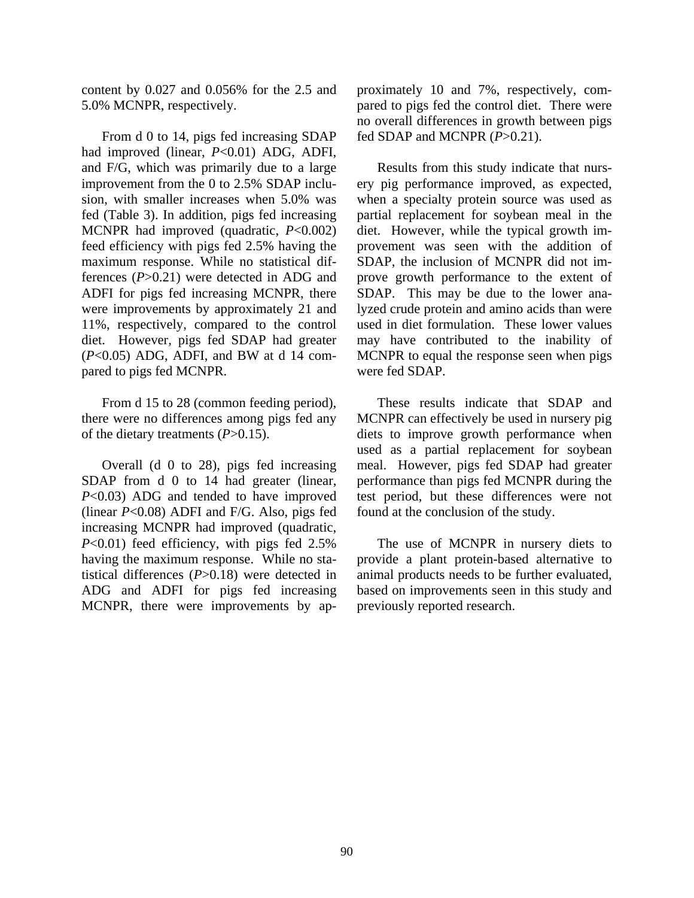content by 0.027 and 0.056% for the 2.5 and 5.0% MCNPR, respectively.

From d 0 to 14, pigs fed increasing SDAP had improved (linear, *P*<0.01) ADG, ADFI, and F/G, which was primarily due to a large improvement from the 0 to 2.5% SDAP inclusion, with smaller increases when 5.0% was fed (Table 3). In addition, pigs fed increasing MCNPR had improved (quadratic, *P*<0.002) feed efficiency with pigs fed 2.5% having the maximum response. While no statistical differences (*P*>0.21) were detected in ADG and ADFI for pigs fed increasing MCNPR, there were improvements by approximately 21 and 11%, respectively, compared to the control diet. However, pigs fed SDAP had greater (*P*<0.05) ADG, ADFI, and BW at d 14 compared to pigs fed MCNPR.

From d 15 to 28 (common feeding period), there were no differences among pigs fed any of the dietary treatments (*P*>0.15).

Overall (d 0 to 28), pigs fed increasing SDAP from d 0 to 14 had greater (linear, *P*<0.03) ADG and tended to have improved (linear *P*<0.08) ADFI and F/G. Also, pigs fed increasing MCNPR had improved (quadratic, *P*<0.01) feed efficiency, with pigs fed 2.5% having the maximum response. While no statistical differences (*P*>0.18) were detected in ADG and ADFI for pigs fed increasing MCNPR, there were improvements by approximately 10 and 7%, respectively, compared to pigs fed the control diet. There were no overall differences in growth between pigs fed SDAP and MCNPR (*P*>0.21).

Results from this study indicate that nursery pig performance improved, as expected, when a specialty protein source was used as partial replacement for soybean meal in the diet. However, while the typical growth improvement was seen with the addition of SDAP, the inclusion of MCNPR did not improve growth performance to the extent of SDAP. This may be due to the lower analyzed crude protein and amino acids than were used in diet formulation. These lower values may have contributed to the inability of MCNPR to equal the response seen when pigs were fed SDAP.

These results indicate that SDAP and MCNPR can effectively be used in nursery pig diets to improve growth performance when used as a partial replacement for soybean meal. However, pigs fed SDAP had greater performance than pigs fed MCNPR during the test period, but these differences were not found at the conclusion of the study.

The use of MCNPR in nursery diets to provide a plant protein-based alternative to animal products needs to be further evaluated, based on improvements seen in this study and previously reported research.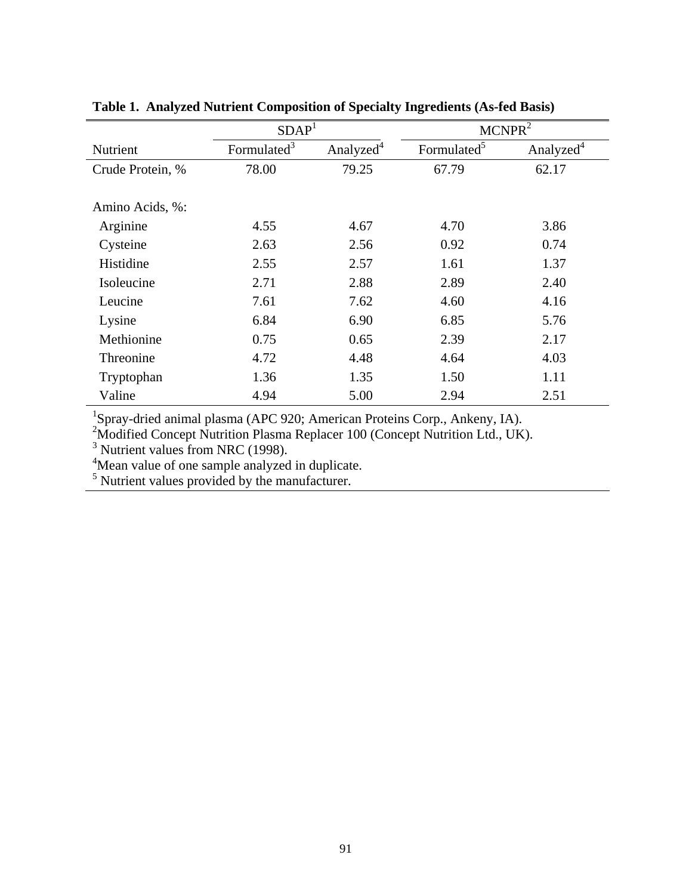**Table 1. Analyzed Nutrient Composition of Specialty Ingredients (As-fed Basis)**

| | SDAP[1] | | MCNPR[2] | |
|---|---|---|---|---|
| Nutrient | Formulated[3] | Analyzed[4] | Formulated[5] | Analyzed[4] |
| Crude Protein, % | 78.00 | 79.25 | 67.79 | 62.17 |
| Amino Acids, %: | | | | |
| Arginine | 4.55 | 4.67 | 4.70 | 3.86 |
| Cysteine | 2.63 | 2.56 | 0.92 | 0.74 |
| Histidine | 2.55 | 2.57 | 1.61 | 1.37 |
| Isoleucine | 2.71 | 2.88 | 2.89 | 2.40 |
| Leucine | 7.61 | 7.62 | 4.60 | 4.16 |
| Lysine | 6.84 | 6.90 | 6.85 | 5.76 |
| Methionine | 0.75 | 0.65 | 2.39 | 2.17 |
| Threonine | 4.72 | 4.48 | 4.64 | 4.03 |
| Tryptophan | 1.36 | 1.35 | 1.50 | 1.11 |
| Valine | 4.94 | 5.00 | 2.94 | 2.51 |

[1]Spray-dried animal plasma (APC 920; American Proteins Corp., Ankeny, IA).
[2]Modified Concept Nutrition Plasma Replacer 100 (Concept Nutrition Ltd., UK).
[3] Nutrient values from NRC (1998).
[4]Mean value of one sample analyzed in duplicate.
[5] Nutrient values provided by the manufacturer.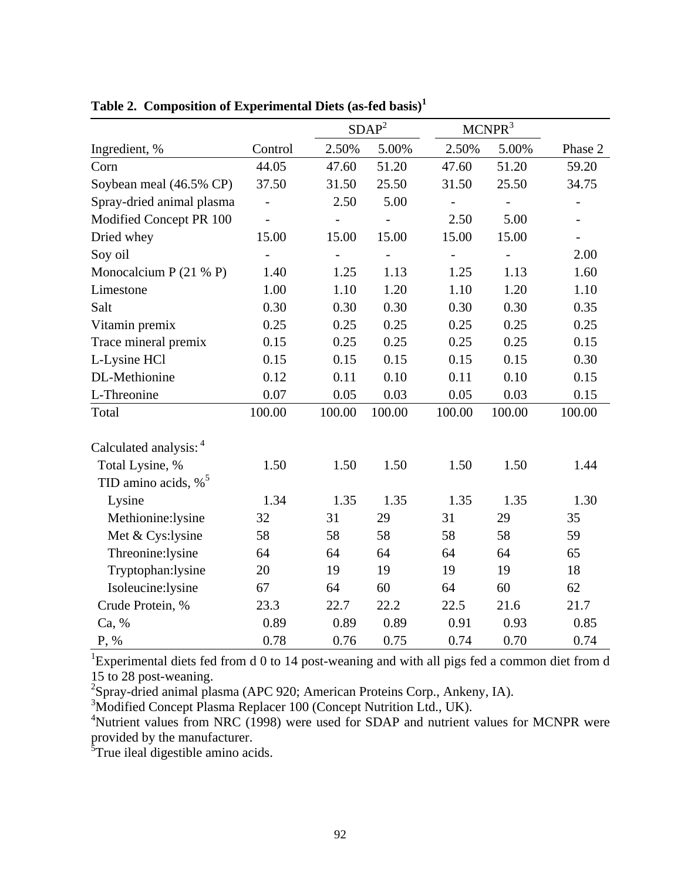**Table 2. Composition of Experimental Diets (as-fed basis)[1]**

| | | SDAP[2] | | MCNPR[3] | | |
|---|---|---|---|---|---|---|
| Ingredient, % | Control | 2.50% | 5.00% | 2.50% | 5.00% | Phase 2 |
| Corn | 44.05 | 47.60 | 51.20 | 47.60 | 51.20 | 59.20 |
| Soybean meal (46.5% CP) | 37.50 | 31.50 | 25.50 | 31.50 | 25.50 | 34.75 |
| Spray-dried animal plasma | - | 2.50 | 5.00 | - | - | - |
| Modified Concept PR 100 | - | - | - | 2.50 | 5.00 | - |
| Dried whey | 15.00 | 15.00 | 15.00 | 15.00 | 15.00 | - |
| Soy oil | - | - | - | - | - | 2.00 |
| Monocalcium P (21 % P) | 1.40 | 1.25 | 1.13 | 1.25 | 1.13 | 1.60 |
| Limestone | 1.00 | 1.10 | 1.20 | 1.10 | 1.20 | 1.10 |
| Salt | 0.30 | 0.30 | 0.30 | 0.30 | 0.30 | 0.35 |
| Vitamin premix | 0.25 | 0.25 | 0.25 | 0.25 | 0.25 | 0.25 |
| Trace mineral premix | 0.15 | 0.25 | 0.25 | 0.25 | 0.25 | 0.15 |
| L-Lysine HCl | 0.15 | 0.15 | 0.15 | 0.15 | 0.15 | 0.30 |
| DL-Methionine | 0.12 | 0.11 | 0.10 | 0.11 | 0.10 | 0.15 |
| L-Threonine | 0.07 | 0.05 | 0.03 | 0.05 | 0.03 | 0.15 |
| Total | 100.00 | 100.00 | 100.00 | 100.00 | 100.00 | 100.00 |
| | | | | | | |
| Calculated analysis:[4] | | | | | | |
| Total Lysine, % | 1.50 | 1.50 | 1.50 | 1.50 | 1.50 | 1.44 |
| TID amino acids, %[5] | | | | | | |
| Lysine | 1.34 | 1.35 | 1.35 | 1.35 | 1.35 | 1.30 |
| Methionine:lysine | 32 | 31 | 29 | 31 | 29 | 35 |
| Met & Cys:lysine | 58 | 58 | 58 | 58 | 58 | 59 |
| Threonine:lysine | 64 | 64 | 64 | 64 | 64 | 65 |
| Tryptophan:lysine | 20 | 19 | 19 | 19 | 19 | 18 |
| Isoleucine:lysine | 67 | 64 | 60 | 64 | 60 | 62 |
| Crude Protein, % | 23.3 | 22.7 | 22.2 | 22.5 | 21.6 | 21.7 |
| Ca, % | 0.89 | 0.89 | 0.89 | 0.91 | 0.93 | 0.85 |
| P, % | 0.78 | 0.76 | 0.75 | 0.74 | 0.70 | 0.74 |

[1]Experimental diets fed from d 0 to 14 post-weaning and with all pigs fed a common diet from d 15 to 28 post-weaning.
[2]Spray-dried animal plasma (APC 920; American Proteins Corp., Ankeny, IA).
[3]Modified Concept Plasma Replacer 100 (Concept Nutrition Ltd., UK).
[4]Nutrient values from NRC (1998) were used for SDAP and nutrient values for MCNPR were provided by the manufacturer.
[5]True ileal digestible amino acids.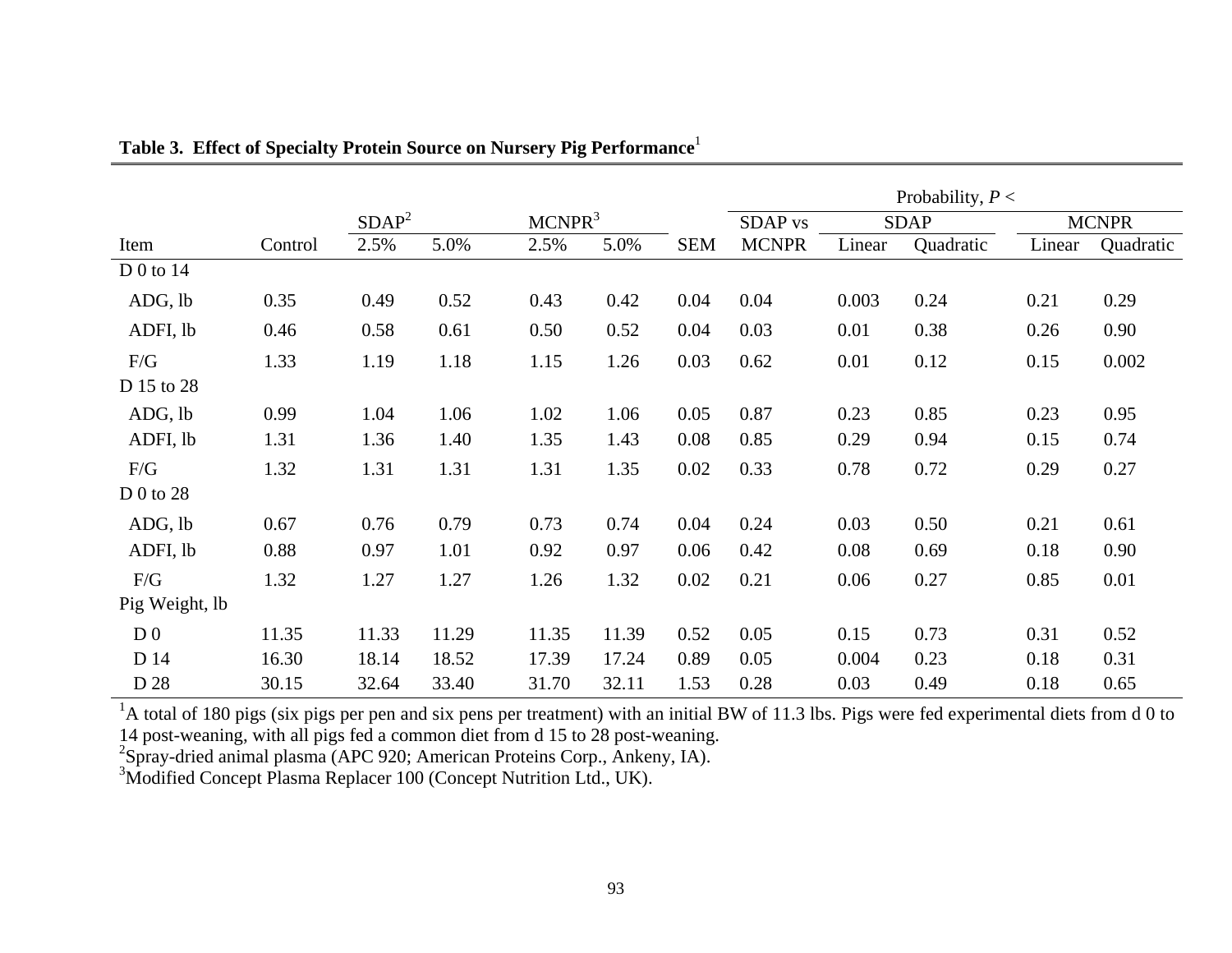**Table 3. Effect of Specialty Protein Source on Nursery Pig Performance[1]**

| | | | | | | | Probability, $P <$ | | | | |
|---|---|---|---|---|---|---|---|---|---|---|---|
| | | SDAP[2] | | MCNPR[3] | | | SDAP vs | SDAP | | MCNPR | |
| Item | Control | 2.5% | 5.0% | 2.5% | 5.0% | SEM | MCNPR | Linear | Quadratic | Linear | Quadratic |
| D 0 to 14 | | | | | | | | | | | |
| ADG, lb | 0.35 | 0.49 | 0.52 | 0.43 | 0.42 | 0.04 | 0.04 | 0.003 | 0.24 | 0.21 | 0.29 |
| ADFI, lb | 0.46 | 0.58 | 0.61 | 0.50 | 0.52 | 0.04 | 0.03 | 0.01 | 0.38 | 0.26 | 0.90 |
| F/G | 1.33 | 1.19 | 1.18 | 1.15 | 1.26 | 0.03 | 0.62 | 0.01 | 0.12 | 0.15 | 0.002 |
| D 15 to 28 | | | | | | | | | | | |
| ADG, lb | 0.99 | 1.04 | 1.06 | 1.02 | 1.06 | 0.05 | 0.87 | 0.23 | 0.85 | 0.23 | 0.95 |
| ADFI, lb | 1.31 | 1.36 | 1.40 | 1.35 | 1.43 | 0.08 | 0.85 | 0.29 | 0.94 | 0.15 | 0.74 |
| F/G | 1.32 | 1.31 | 1.31 | 1.31 | 1.35 | 0.02 | 0.33 | 0.78 | 0.72 | 0.29 | 0.27 |
| D 0 to 28 | | | | | | | | | | | |
| ADG, lb | 0.67 | 0.76 | 0.79 | 0.73 | 0.74 | 0.04 | 0.24 | 0.03 | 0.50 | 0.21 | 0.61 |
| ADFI, lb | 0.88 | 0.97 | 1.01 | 0.92 | 0.97 | 0.06 | 0.42 | 0.08 | 0.69 | 0.18 | 0.90 |
| F/G | 1.32 | 1.27 | 1.27 | 1.26 | 1.32 | 0.02 | 0.21 | 0.06 | 0.27 | 0.85 | 0.01 |
| Pig Weight, lb | | | | | | | | | | | |
| D 0 | 11.35 | 11.33 | 11.29 | 11.35 | 11.39 | 0.52 | 0.05 | 0.15 | 0.73 | 0.31 | 0.52 |
| D 14 | 16.30 | 18.14 | 18.52 | 17.39 | 17.24 | 0.89 | 0.05 | 0.004 | 0.23 | 0.18 | 0.31 |
| D 28 | 30.15 | 32.64 | 33.40 | 31.70 | 32.11 | 1.53 | 0.28 | 0.03 | 0.49 | 0.18 | 0.65 |

[1]A total of 180 pigs (six pigs per pen and six pens per treatment) with an initial BW of 11.3 lbs. Pigs were fed experimental diets from d 0 to 14 post-weaning, with all pigs fed a common diet from d 15 to 28 post-weaning.
[2]Spray-dried animal plasma (APC 920; American Proteins Corp., Ankeny, IA).
[3]Modified Concept Plasma Replacer 100 (Concept Nutrition Ltd., UK).